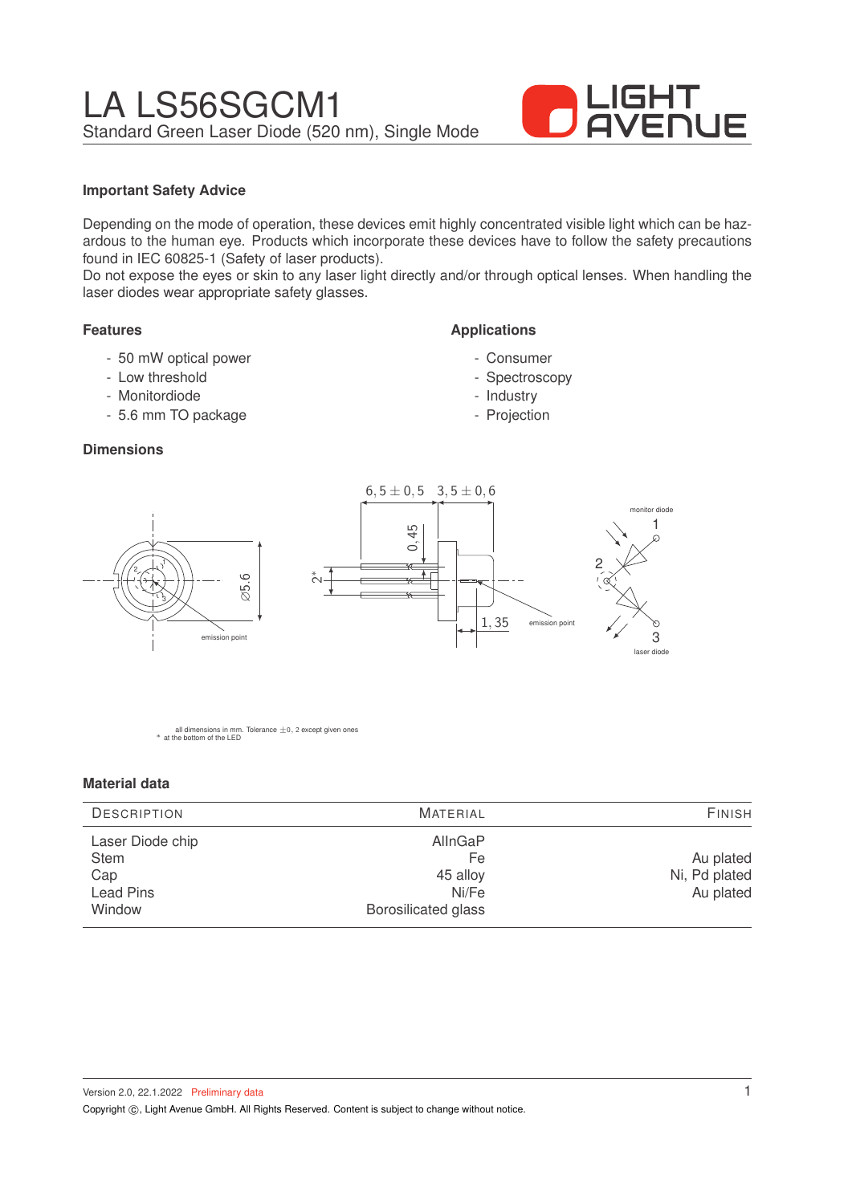# LA LS56SGCM1

Standard Green Laser Diode (520 nm), Single Mode

### Important Safety Advice

Depending on the mode of operation, these devices emit highly concentrated visible light which can be hazardous to the human eye. Products which incorporate these devices have to follow the safety precautions found in IEC 60825-1 (Safety of laser products).
Do not expose the eyes or skin to any laser light directly and/or through optical lenses. When handling the laser diodes wear appropriate safety glasses.

### Features

- 50 mW optical power
- Low threshold
- Monitordiode
- 5.6 mm TO package

### Applications

- Consumer
- Spectroscopy
- Industry
- Projection

### Dimensions

$6,5 \pm 0,5$ $3,5 \pm 0,6$

0,45

2*

Ø5.6

1,35

emission point

monitor diode

1

2

3

laser diode

all dimensions in mm. Tolerance $\pm 0,2$ except given ones
* at the bottom of the LED

### Material data

| Description | Material | Finish |
|---|---|---|
| Laser Diode chip | AlInGaP | |
| Stem | Fe | Au plated |
| Cap | 45 alloy | Ni, Pd plated |
| Lead Pins | Ni/Fe | Au plated |
| Window | Borosilicated glass | |

Version 2.0, 22.1.2022 Preliminary data

Copyright ©, Light Avenue GmbH. All Rights Reserved. Content is subject to change without notice.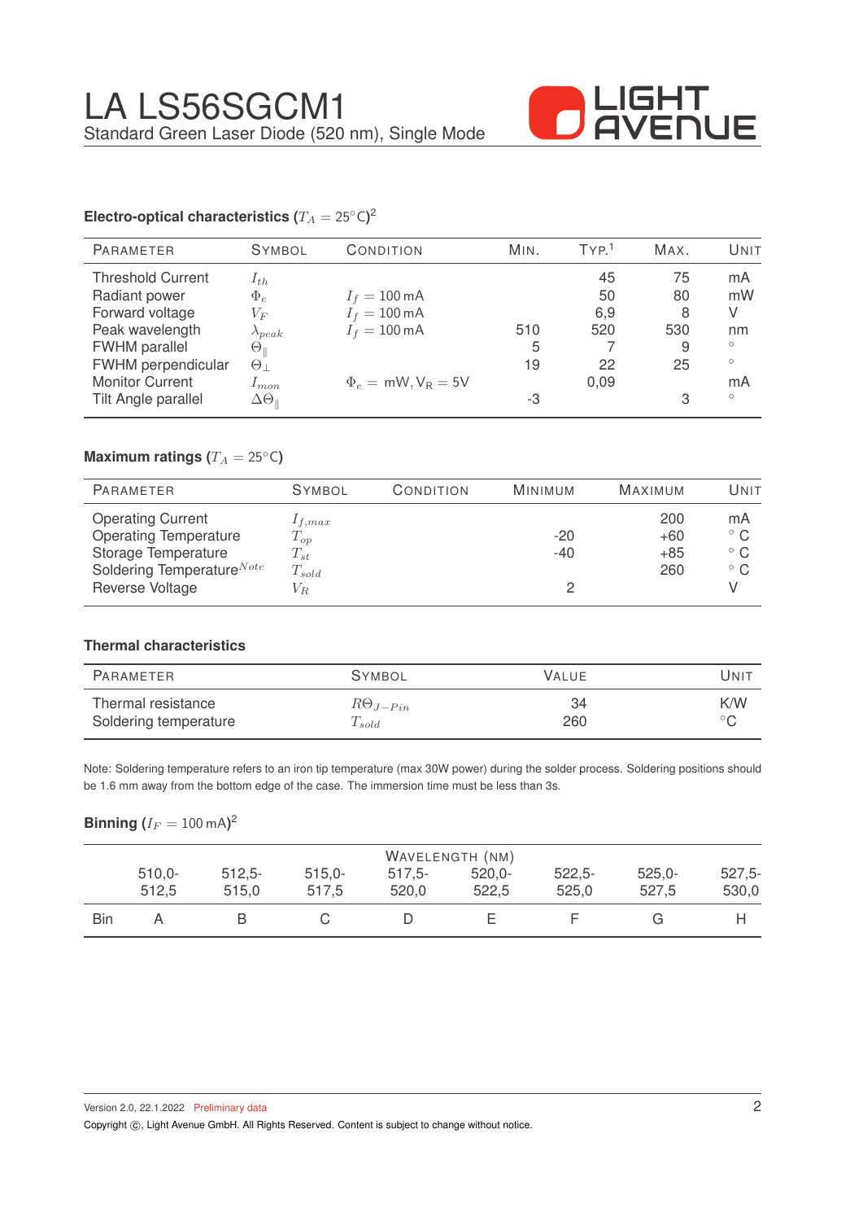# LA LS56SGCM1

Standard Green Laser Diode (520 nm), Single Mode

### Electro-optical characteristics ($T_A = 25°C$)[2]

| Parameter | Symbol | Condition | Min. | Typ.[1] | Max. | Unit |
|---|---|---|---|---|---|---|
| Threshold Current | $I_{th}$ | | | 45 | 75 | mA |
| Radiant power | $\Phi_e$ | $I_f = 100\,\text{mA}$ | | 50 | 80 | mW |
| Forward voltage | $V_F$ | $I_f = 100\,\text{mA}$ | | 6,9 | 8 | V |
| Peak wavelength | $\lambda_{peak}$ | $I_f = 100\,\text{mA}$ | 510 | 520 | 530 | nm |
| FWHM parallel | $\Theta_{\parallel}$ | | 5 | 7 | 9 | ° |
| FWHM perpendicular | $\Theta_{\perp}$ | | 19 | 22 | 25 | ° |
| Monitor Current | $I_{mon}$ | $\Phi_e =$ mW, $V_R = 5V$ | | 0,09 | | mA |
| Tilt Angle parallel | $\Delta\Theta_{\parallel}$ | | -3 | | 3 | ° |

### Maximum ratings ($T_A = 25°C$)

| Parameter | Symbol | Condition | Minimum | Maximum | Unit |
|---|---|---|---|---|---|
| Operating Current | $I_{f,max}$ | | | 200 | mA |
| Operating Temperature | $T_{op}$ | | -20 | +60 | °C |
| Storage Temperature | $T_{st}$ | | -40 | +85 | °C |
| Soldering Temperature[Note] | $T_{sold}$ | | | 260 | °C |
| Reverse Voltage | $V_R$ | | 2 | | V |

### Thermal characteristics

| Parameter | Symbol | Value | Unit |
|---|---|---|---|
| Thermal resistance | $R\Theta_{J-Pin}$ | 34 | K/W |
| Soldering temperature | $T_{sold}$ | 260 | °C |

Note: Soldering temperature refers to an iron tip temperature (max 30W power) during the solder process. Soldering positions should be 1.6 mm away from the bottom edge of the case. The immersion time must be less than 3s.

### Binning ($I_F = 100\,\text{mA}$)[2]

| | Wavelength (nm) | | | | | | | |
|---|---|---|---|---|---|---|---|---|
| | 510,0-512,5 | 512,5-515,0 | 515,0-517,5 | 517,5-520,0 | 520,0-522,5 | 522,5-525,0 | 525,0-527,5 | 527,5-530,0 |
| Bin | A | B | C | D | E | F | G | H |

Version 2.0, 22.1.2022 Preliminary data

Copyright ©, Light Avenue GmbH. All Rights Reserved. Content is subject to change without notice.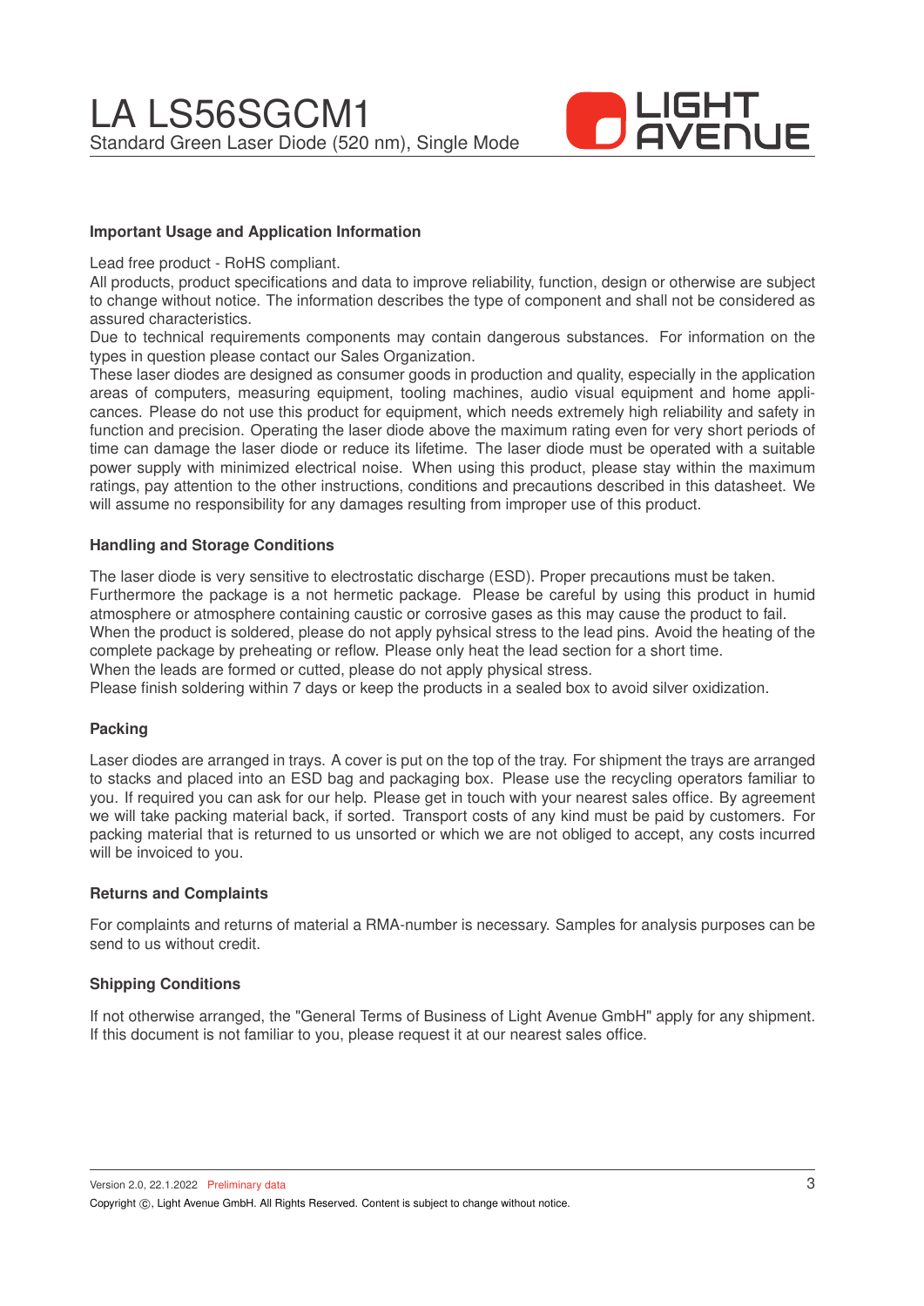## Important Usage and Application Information

Lead free product - RoHS compliant.
All products, product specifications and data to improve reliability, function, design or otherwise are subject to change without notice. The information describes the type of component and shall not be considered as assured characteristics.
Due to technical requirements components may contain dangerous substances. For information on the types in question please contact our Sales Organization.
These laser diodes are designed as consumer goods in production and quality, especially in the application areas of computers, measuring equipment, tooling machines, audio visual equipment and home applicances. Please do not use this product for equipment, which needs extremely high reliability and safety in function and precision. Operating the laser diode above the maximum rating even for very short periods of time can damage the laser diode or reduce its lifetime. The laser diode must be operated with a suitable power supply with minimized electrical noise. When using this product, please stay within the maximum ratings, pay attention to the other instructions, conditions and precautions described in this datasheet. We will assume no responsibility for any damages resulting from improper use of this product.

## Handling and Storage Conditions

The laser diode is very sensitive to electrostatic discharge (ESD). Proper precautions must be taken.
Furthermore the package is a not hermetic package. Please be careful by using this product in humid atmosphere or atmosphere containing caustic or corrosive gases as this may cause the product to fail.
When the product is soldered, please do not apply pyhsical stress to the lead pins. Avoid the heating of the complete package by preheating or reflow. Please only heat the lead section for a short time.
When the leads are formed or cutted, please do not apply physical stress.
Please finish soldering within 7 days or keep the products in a sealed box to avoid silver oxidization.

## Packing

Laser diodes are arranged in trays. A cover is put on the top of the tray. For shipment the trays are arranged to stacks and placed into an ESD bag and packaging box. Please use the recycling operators familiar to you. If required you can ask for our help. Please get in touch with your nearest sales office. By agreement we will take packing material back, if sorted. Transport costs of any kind must be paid by customers. For packing material that is returned to us unsorted or which we are not obliged to accept, any costs incurred will be invoiced to you.

## Returns and Complaints

For complaints and returns of material a RMA-number is necessary. Samples for analysis purposes can be send to us without credit.

## Shipping Conditions

If not otherwise arranged, the "General Terms of Business of Light Avenue GmbH" apply for any shipment. If this document is not familiar to you, please request it at our nearest sales office.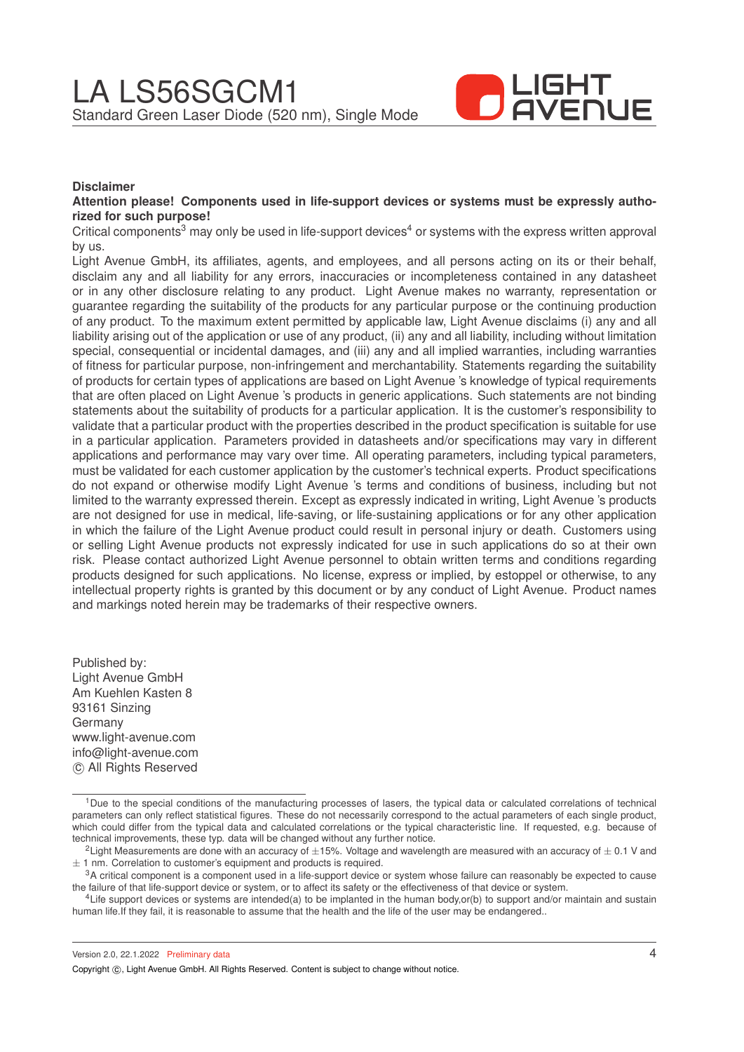**Disclaimer**

**Attention please! Components used in life-support devices or systems must be expressly authorized for such purpose!**

Critical components[3] may only be used in life-support devices[4] or systems with the express written approval by us.

Light Avenue GmbH, its affiliates, agents, and employees, and all persons acting on its or their behalf, disclaim any and all liability for any errors, inaccuracies or incompleteness contained in any datasheet or in any other disclosure relating to any product. Light Avenue makes no warranty, representation or guarantee regarding the suitability of the products for any particular purpose or the continuing production of any product. To the maximum extent permitted by applicable law, Light Avenue disclaims (i) any and all liability arising out of the application or use of any product, (ii) any and all liability, including without limitation special, consequential or incidental damages, and (iii) any and all implied warranties, including warranties of fitness for particular purpose, non-infringement and merchantability. Statements regarding the suitability of products for certain types of applications are based on Light Avenue 's knowledge of typical requirements that are often placed on Light Avenue 's products in generic applications. Such statements are not binding statements about the suitability of products for a particular application. It is the customer's responsibility to validate that a particular product with the properties described in the product specification is suitable for use in a particular application. Parameters provided in datasheets and/or specifications may vary in different applications and performance may vary over time. All operating parameters, including typical parameters, must be validated for each customer application by the customer's technical experts. Product specifications do not expand or otherwise modify Light Avenue 's terms and conditions of business, including but not limited to the warranty expressed therein. Except as expressly indicated in writing, Light Avenue 's products are not designed for use in medical, life-saving, or life-sustaining applications or for any other application in which the failure of the Light Avenue product could result in personal injury or death. Customers using or selling Light Avenue products not expressly indicated for use in such applications do so at their own risk. Please contact authorized Light Avenue personnel to obtain written terms and conditions regarding products designed for such applications. No license, express or implied, by estoppel or otherwise, to any intellectual property rights is granted by this document or by any conduct of Light Avenue. Product names and markings noted herein may be trademarks of their respective owners.

Published by:
Light Avenue GmbH
Am Kuehlen Kasten 8
93161 Sinzing
Germany
www.light-avenue.com
info@light-avenue.com
© All Rights Reserved

[1] Due to the special conditions of the manufacturing processes of lasers, the typical data or calculated correlations of technical parameters can only reflect statistical figures. These do not necessarily correspond to the actual parameters of each single product, which could differ from the typical data and calculated correlations or the typical characteristic line. If requested, e.g. because of technical improvements, these typ. data will be changed without any further notice.

[2] Light Measurements are done with an accuracy of ±15%. Voltage and wavelength are measured with an accuracy of ± 0.1 V and ± 1 nm. Correlation to customer's equipment and products is required.

[3] A critical component is a component used in a life-support device or system whose failure can reasonably be expected to cause the failure of that life-support device or system, or to affect its safety or the effectiveness of that device or system.

[4] Life support devices or systems are intended(a) to be implanted in the human body,or(b) to support and/or maintain and sustain human life.If they fail, it is reasonable to assume that the health and the life of the user may be endangered..